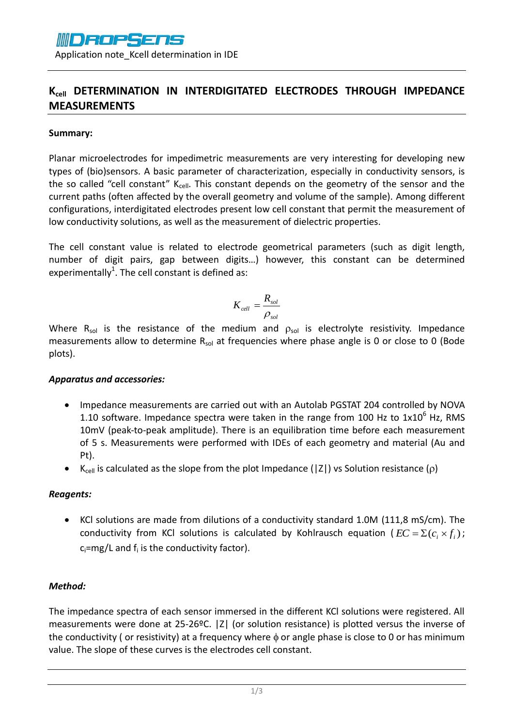DROPSENS

Application note_Kcell determination in IDE

# $K_{cell}$ DETERMINATION IN INTERDIGITATED ELECTRODES THROUGH IMPEDANCE MEASUREMENTS

**Summary:**

Planar microelectrodes for impedimetric measurements are very interesting for developing new types of (bio)sensors. A basic parameter of characterization, especially in conductivity sensors, is the so called "cell constant" $K_{cell}$. This constant depends on the geometry of the sensor and the current paths (often affected by the overall geometry and volume of the sample). Among different configurations, interdigitated electrodes present low cell constant that permit the measurement of low conductivity solutions, as well as the measurement of dielectric properties.

The cell constant value is related to electrode geometrical parameters (such as digit length, number of digit pairs, gap between digits…) however, this constant can be determined experimentally[1]. The cell constant is defined as:

$$K_{cell} = \frac{R_{sol}}{\rho_{sol}}$$

Where $R_{sol}$ is the resistance of the medium and $\rho_{sol}$ is electrolyte resistivity. Impedance measurements allow to determine $R_{sol}$ at frequencies where phase angle is 0 or close to 0 (Bode plots).

***Apparatus and accessories:***

- Impedance measurements are carried out with an Autolab PGSTAT 204 controlled by NOVA 1.10 software. Impedance spectra were taken in the range from 100 Hz to $1x10^6$ Hz, RMS 10mV (peak-to-peak amplitude). There is an equilibration time before each measurement of 5 s. Measurements were performed with IDEs of each geometry and material (Au and Pt).
- $K_{cell}$ is calculated as the slope from the plot Impedance (|Z|) vs Solution resistance ($\rho$)

***Reagents:***

- KCl solutions are made from dilutions of a conductivity standard 1.0M (111,8 mS/cm). The conductivity from KCl solutions is calculated by Kohlrausch equation ($EC = \Sigma(c_i \times f_i)$; $c_i$=mg/L and $f_i$ is the conductivity factor).

***Method:***

The impedance spectra of each sensor immersed in the different KCl solutions were registered. All measurements were done at 25-26ºC. |Z| (or solution resistance) is plotted versus the inverse of the conductivity ( or resistivity) at a frequency where $\phi$ or angle phase is close to 0 or has minimum value. The slope of these curves is the electrodes cell constant.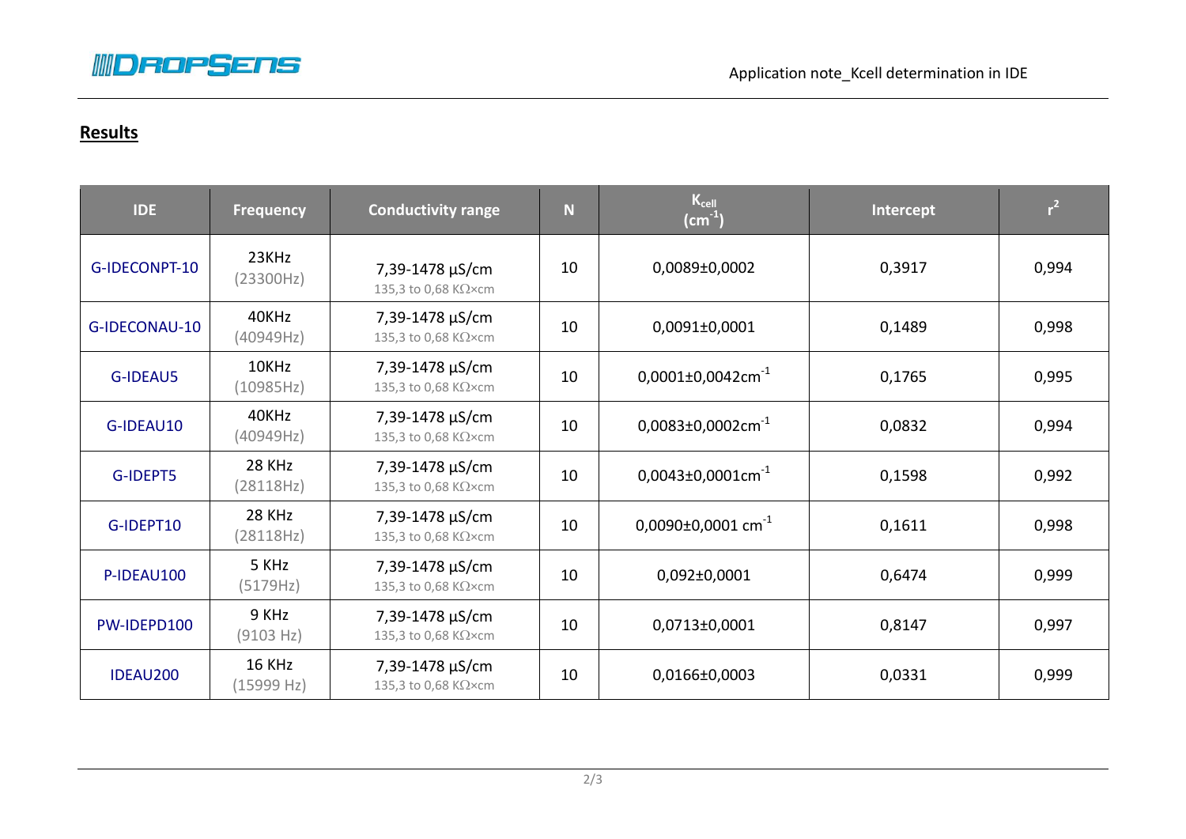## Results

| IDE | Frequency | Conductivity range | N | $K_{cell}$ ($cm^{-1}$) | Intercept | $r^2$ |
|---|---|---|---|---|---|---|
| G-IDECONPT-10 | 23KHz (23300Hz) | 7,39-1478 µS/cm 135,3 to 0,68 KΩ×cm | 10 | 0,0089±0,0002 | 0,3917 | 0,994 |
| G-IDECONAU-10 | 40KHz (40949Hz) | 7,39-1478 µS/cm 135,3 to 0,68 KΩ×cm | 10 | 0,0091±0,0001 | 0,1489 | 0,998 |
| G-IDEAU5 | 10KHz (10985Hz) | 7,39-1478 µS/cm 135,3 to 0,68 KΩ×cm | 10 | 0,0001±0,0042$cm^{-1}$ | 0,1765 | 0,995 |
| G-IDEAU10 | 40KHz (40949Hz) | 7,39-1478 µS/cm 135,3 to 0,68 KΩ×cm | 10 | 0,0083±0,0002$cm^{-1}$ | 0,0832 | 0,994 |
| G-IDEPT5 | 28 KHz (28118Hz) | 7,39-1478 µS/cm 135,3 to 0,68 KΩ×cm | 10 | 0,0043±0,0001$cm^{-1}$ | 0,1598 | 0,992 |
| G-IDEPT10 | 28 KHz (28118Hz) | 7,39-1478 µS/cm 135,3 to 0,68 KΩ×cm | 10 | 0,0090±0,0001 $cm^{-1}$ | 0,1611 | 0,998 |
| P-IDEAU100 | 5 KHz (5179Hz) | 7,39-1478 µS/cm 135,3 to 0,68 KΩ×cm | 10 | 0,092±0,0001 | 0,6474 | 0,999 |
| PW-IDEPD100 | 9 KHz (9103 Hz) | 7,39-1478 µS/cm 135,3 to 0,68 KΩ×cm | 10 | 0,0713±0,0001 | 0,8147 | 0,997 |
| IDEAU200 | 16 KHz (15999 Hz) | 7,39-1478 µS/cm 135,3 to 0,68 KΩ×cm | 10 | 0,0166±0,0003 | 0,0331 | 0,999 |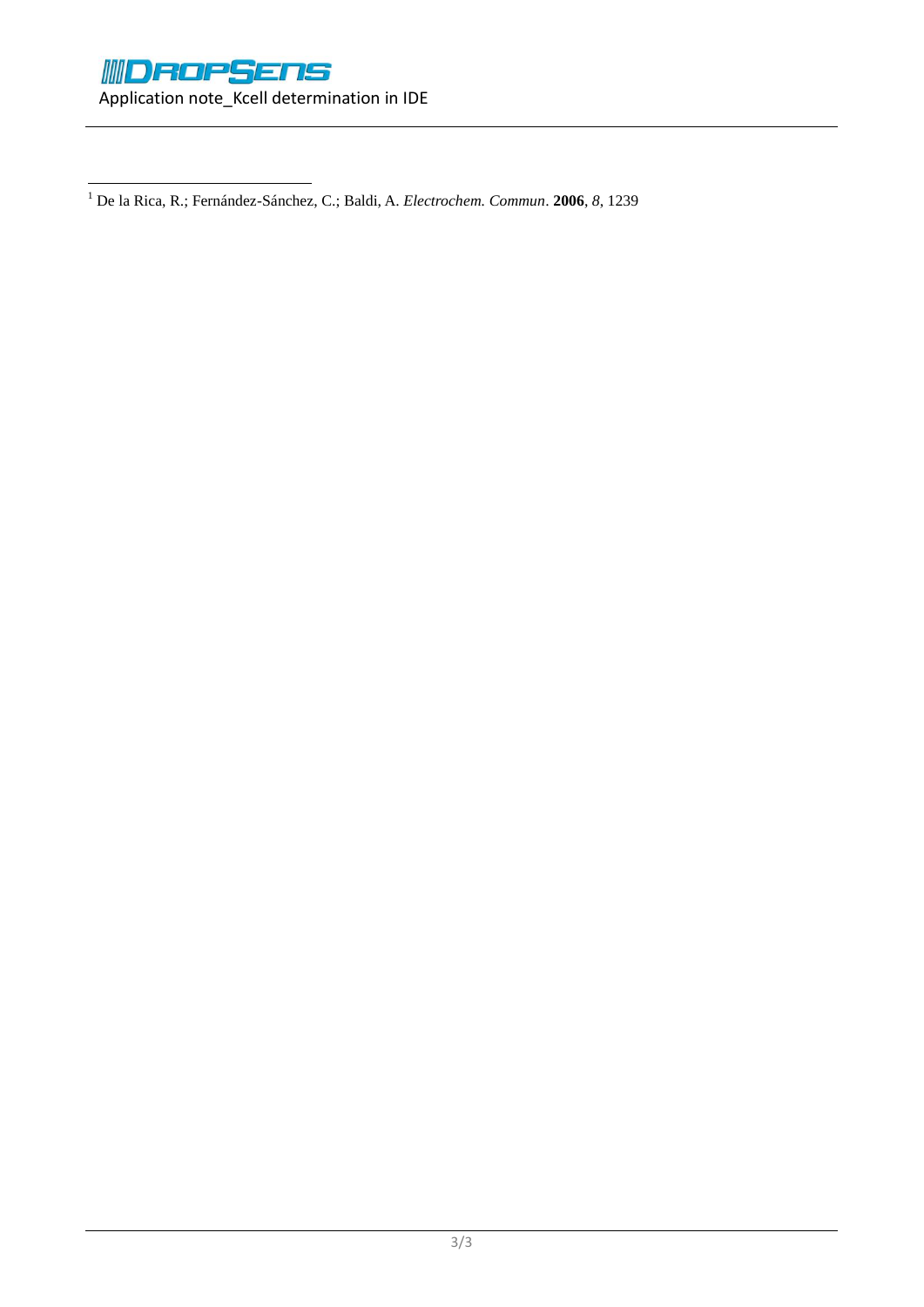[1] De la Rica, R.; Fernández-Sánchez, C.; Baldi, A. *Electrochem. Commun*. **2006**, *8*, 1239